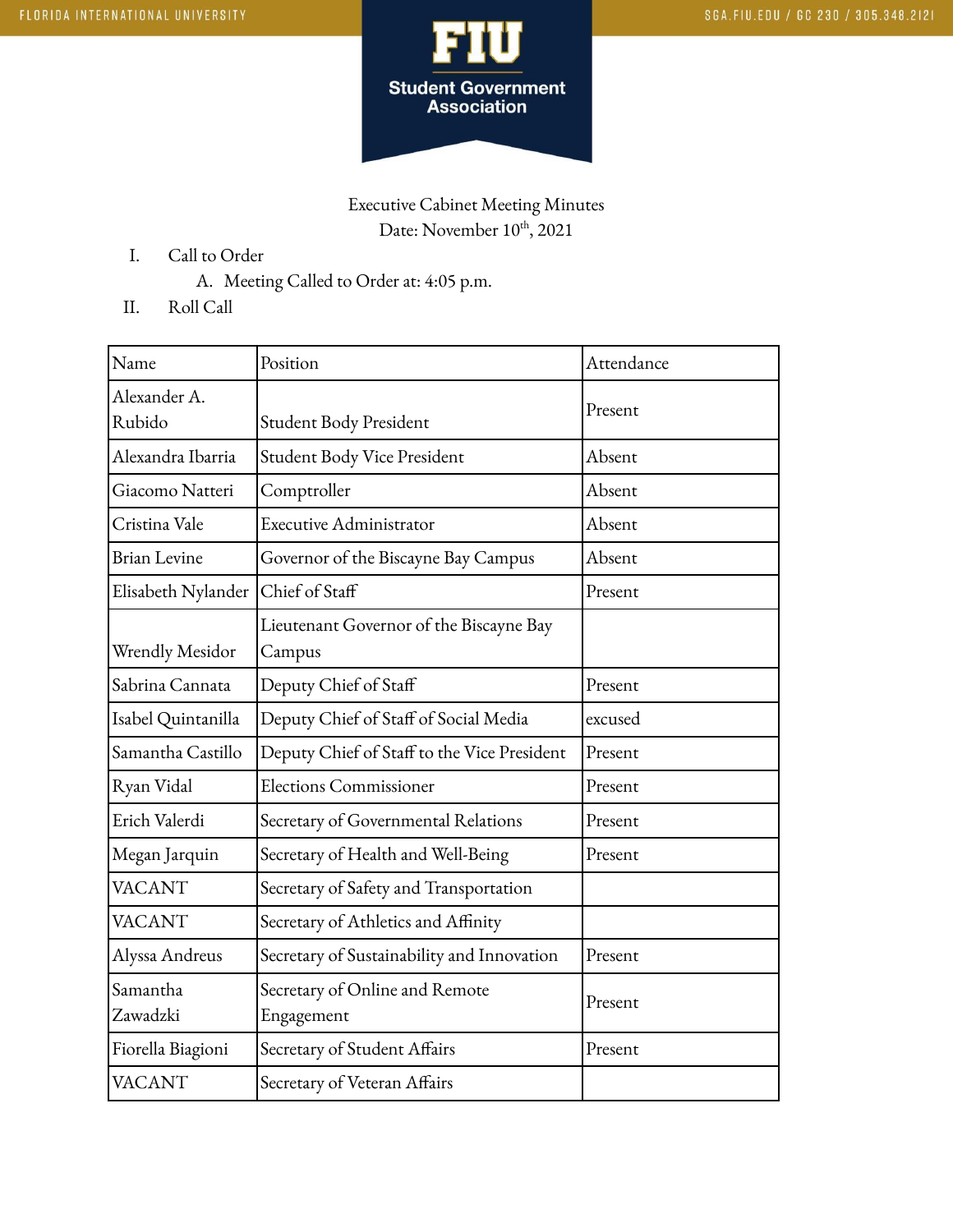Executive Cabinet Meeting Minutes
Date: November 10th, 2021

I. Call to Order
   A. Meeting Called to Order at: 4:05 p.m.

II. Roll Call

| Name | Position | Attendance |
| --- | --- | --- |
| Alexander A. Rubido | Student Body President | Present |
| Alexandra Ibarria | Student Body Vice President | Absent |
| Giacomo Natteri | Comptroller | Absent |
| Cristina Vale | Executive Administrator | Absent |
| Brian Levine | Governor of the Biscayne Bay Campus | Absent |
| Elisabeth Nylander | Chief of Staff | Present |
| Wrendly Mesidor | Lieutenant Governor of the Biscayne Bay Campus | |
| Sabrina Cannata | Deputy Chief of Staff | Present |
| Isabel Quintanilla | Deputy Chief of Staff of Social Media | excused |
| Samantha Castillo | Deputy Chief of Staff to the Vice President | Present |
| Ryan Vidal | Elections Commissioner | Present |
| Erich Valerdi | Secretary of Governmental Relations | Present |
| Megan Jarquin | Secretary of Health and Well-Being | Present |
| VACANT | Secretary of Safety and Transportation | |
| VACANT | Secretary of Athletics and Affinity | |
| Alyssa Andreus | Secretary of Sustainability and Innovation | Present |
| Samantha Zawadzki | Secretary of Online and Remote Engagement | Present |
| Fiorella Biagioni | Secretary of Student Affairs | Present |
| VACANT | Secretary of Veteran Affairs | |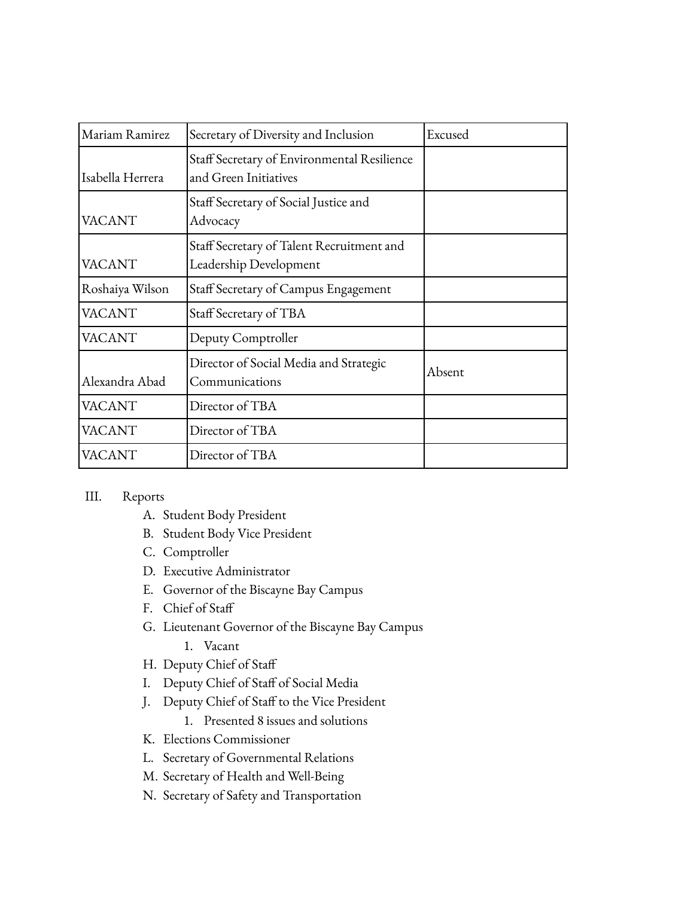| | | |
|---|---|---|
| Mariam Ramirez | Secretary of Diversity and Inclusion | Excused |
| Isabella Herrera | Staff Secretary of Environmental Resilience and Green Initiatives | |
| VACANT | Staff Secretary of Social Justice and Advocacy | |
| VACANT | Staff Secretary of Talent Recruitment and Leadership Development | |
| Roshaiya Wilson | Staff Secretary of Campus Engagement | |
| VACANT | Staff Secretary of TBA | |
| VACANT | Deputy Comptroller | |
| Alexandra Abad | Director of Social Media and Strategic Communications | Absent |
| VACANT | Director of TBA | |
| VACANT | Director of TBA | |
| VACANT | Director of TBA | |

III. Reports

A. Student Body President

B. Student Body Vice President

C. Comptroller

D. Executive Administrator

E. Governor of the Biscayne Bay Campus

F. Chief of Staff

G. Lieutenant Governor of the Biscayne Bay Campus

   1. Vacant

H. Deputy Chief of Staff

I. Deputy Chief of Staff of Social Media

J. Deputy Chief of Staff to the Vice President

   1. Presented 8 issues and solutions

K. Elections Commissioner

L. Secretary of Governmental Relations

M. Secretary of Health and Well-Being

N. Secretary of Safety and Transportation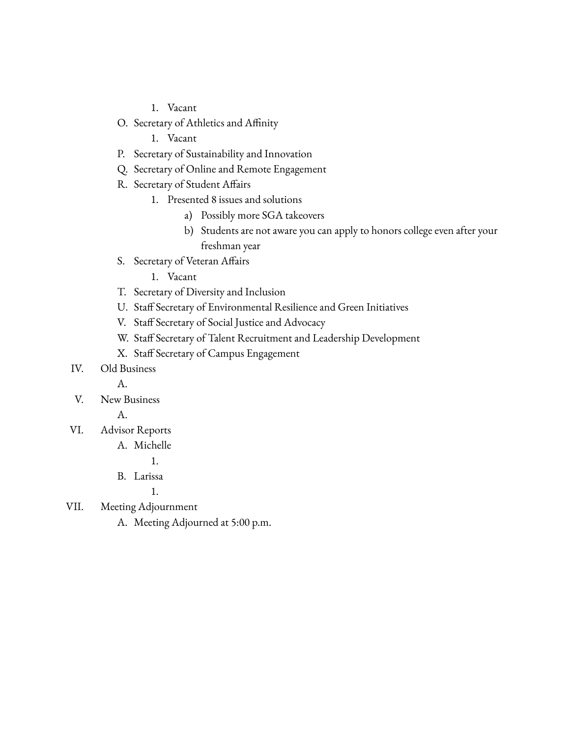1. Vacant
   O. Secretary of Athletics and Affinity
      1. Vacant
   P. Secretary of Sustainability and Innovation
   Q. Secretary of Online and Remote Engagement
   R. Secretary of Student Affairs
      1. Presented 8 issues and solutions
         a) Possibly more SGA takeovers
         b) Students are not aware you can apply to honors college even after your freshman year
   S. Secretary of Veteran Affairs
      1. Vacant
   T. Secretary of Diversity and Inclusion
   U. Staff Secretary of Environmental Resilience and Green Initiatives
   V. Staff Secretary of Social Justice and Advocacy
   W. Staff Secretary of Talent Recruitment and Leadership Development
   X. Staff Secretary of Campus Engagement

IV. Old Business
   A.

V. New Business
   A.

VI. Advisor Reports
   A. Michelle
      1.
   B. Larissa
      1.

VII. Meeting Adjournment
   A. Meeting Adjourned at 5:00 p.m.